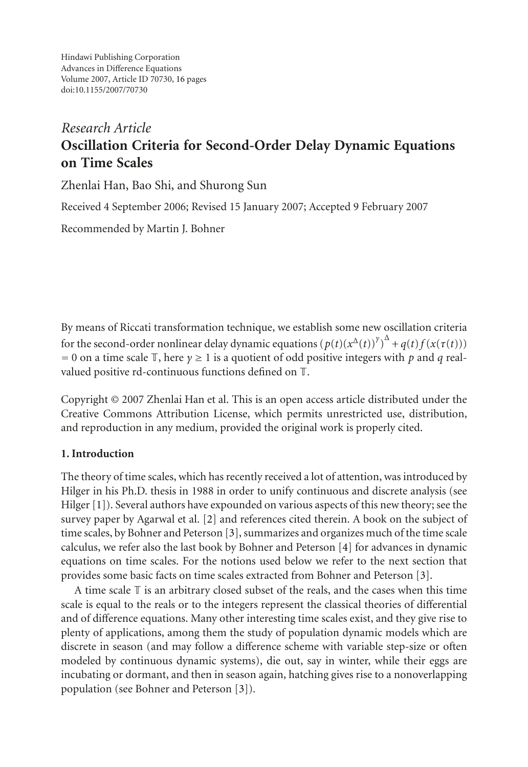Hindawi Publishing Corporation
Advances in Difference Equations
Volume 2007, Article ID 70730, 16 pages
doi:10.1155/2007/70730

*Research Article*

# Oscillation Criteria for Second-Order Delay Dynamic Equations on Time Scales

Zhenlai Han, Bao Shi, and Shurong Sun

Received 4 September 2006; Revised 15 January 2007; Accepted 9 February 2007

Recommended by Martin J. Bohner

By means of Riccati transformation technique, we establish some new oscillation criteria for the second-order nonlinear delay dynamic equations $(p(t)(x^{\Delta}(t))^{\gamma})^{\Delta} + q(t)f(x(\tau(t))) = 0$ on a time scale $\mathbb{T}$, here $\gamma \geq 1$ is a quotient of odd positive integers with $p$ and $q$ real-valued positive rd-continuous functions defined on $\mathbb{T}$.

Copyright © 2007 Zhenlai Han et al. This is an open access article distributed under the Creative Commons Attribution License, which permits unrestricted use, distribution, and reproduction in any medium, provided the original work is properly cited.

## 1. Introduction

The theory of time scales, which has recently received a lot of attention, was introduced by Hilger in his Ph.D. thesis in 1988 in order to unify continuous and discrete analysis (see Hilger [1]). Several authors have expounded on various aspects of this new theory; see the survey paper by Agarwal et al. [2] and references cited therein. A book on the subject of time scales, by Bohner and Peterson [3], summarizes and organizes much of the time scale calculus, we refer also the last book by Bohner and Peterson [4] for advances in dynamic equations on time scales. For the notions used below we refer to the next section that provides some basic facts on time scales extracted from Bohner and Peterson [3].

A time scale $\mathbb{T}$ is an arbitrary closed subset of the reals, and the cases when this time scale is equal to the reals or to the integers represent the classical theories of differential and of difference equations. Many other interesting time scales exist, and they give rise to plenty of applications, among them the study of population dynamic models which are discrete in season (and may follow a difference scheme with variable step-size or often modeled by continuous dynamic systems), die out, say in winter, while their eggs are incubating or dormant, and then in season again, hatching gives rise to a nonoverlapping population (see Bohner and Peterson [3]).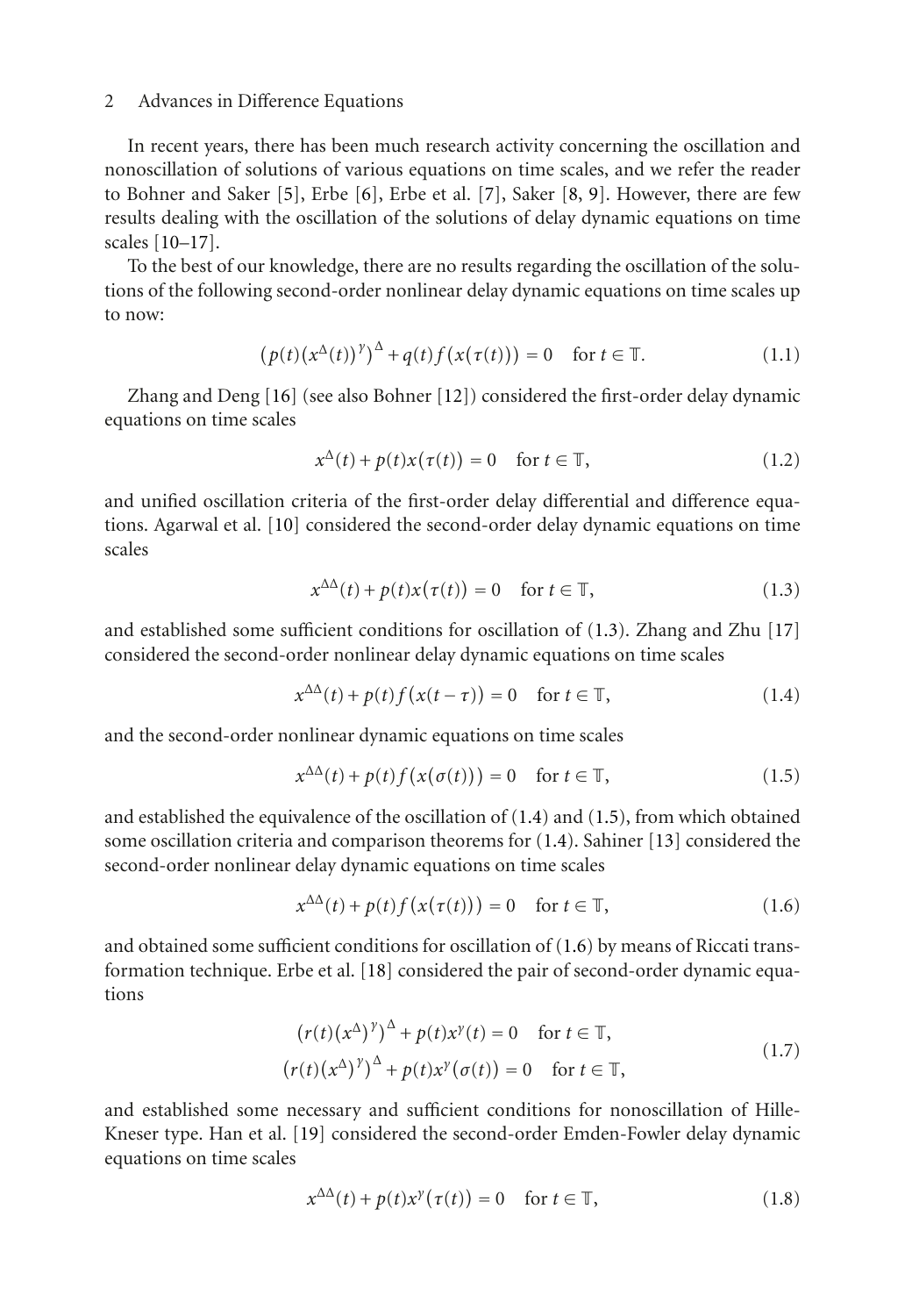In recent years, there has been much research activity concerning the oscillation and nonoscillation of solutions of various equations on time scales, and we refer the reader to Bohner and Saker [5], Erbe [6], Erbe et al. [7], Saker [8, 9]. However, there are few results dealing with the oscillation of the solutions of delay dynamic equations on time scales [10–17].

To the best of our knowledge, there are no results regarding the oscillation of the solutions of the following second-order nonlinear delay dynamic equations on time scales up to now:

$$\left(p(t)\left(x^{\Delta}(t)\right)^{\gamma}\right)^{\Delta} + q(t)f\left(x(\tau(t))\right) = 0 \quad \text{for } t \in \mathbb{T}. \tag{1.1}$$

Zhang and Deng [16] (see also Bohner [12]) considered the first-order delay dynamic equations on time scales

$$x^{\Delta}(t) + p(t)x(\tau(t)) = 0 \quad \text{for } t \in \mathbb{T}, \tag{1.2}$$

and unified oscillation criteria of the first-order delay differential and difference equations. Agarwal et al. [10] considered the second-order delay dynamic equations on time scales

$$x^{\Delta\Delta}(t) + p(t)x(\tau(t)) = 0 \quad \text{for } t \in \mathbb{T}, \tag{1.3}$$

and established some sufficient conditions for oscillation of (1.3). Zhang and Zhu [17] considered the second-order nonlinear delay dynamic equations on time scales

$$x^{\Delta\Delta}(t) + p(t)f(x(t-\tau)) = 0 \quad \text{for } t \in \mathbb{T}, \tag{1.4}$$

and the second-order nonlinear dynamic equations on time scales

$$x^{\Delta\Delta}(t) + p(t)f(x(\sigma(t))) = 0 \quad \text{for } t \in \mathbb{T}, \tag{1.5}$$

and established the equivalence of the oscillation of (1.4) and (1.5), from which obtained some oscillation criteria and comparison theorems for (1.4). Sahiner [13] considered the second-order nonlinear delay dynamic equations on time scales

$$x^{\Delta\Delta}(t) + p(t)f(x(\tau(t))) = 0 \quad \text{for } t \in \mathbb{T}, \tag{1.6}$$

and obtained some sufficient conditions for oscillation of (1.6) by means of Riccati transformation technique. Erbe et al. [18] considered the pair of second-order dynamic equations

$$\begin{aligned} \left(r(t)\left(x^{\Delta}\right)^{\gamma}\right)^{\Delta} + p(t)x^{\gamma}(t) = 0 \quad \text{for } t \in \mathbb{T}, \\ \left(r(t)\left(x^{\Delta}\right)^{\gamma}\right)^{\Delta} + p(t)x^{\gamma}(\sigma(t)) = 0 \quad \text{for } t \in \mathbb{T}, \end{aligned} \tag{1.7}$$

and established some necessary and sufficient conditions for nonoscillation of Hille-Kneser type. Han et al. [19] considered the second-order Emden-Fowler delay dynamic equations on time scales

$$x^{\Delta\Delta}(t) + p(t)x^{\gamma}(\tau(t)) = 0 \quad \text{for } t \in \mathbb{T}, \tag{1.8}$$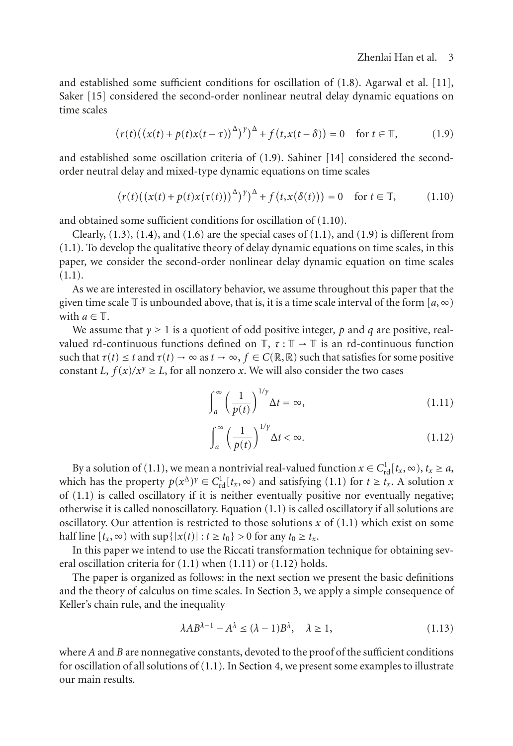and established some sufficient conditions for oscillation of (1.8). Agarwal et al. [11], Saker [15] considered the second-order nonlinear neutral delay dynamic equations on time scales

$$\left(r(t)\left(\left(x(t)+p(t)x(t-\tau)\right)^{\Delta}\right)^{\gamma}\right)^{\Delta}+f\left(t,x(t-\delta)\right)=0 \quad \text{for } t\in\mathbb{T}, \tag{1.9}$$

and established some oscillation criteria of (1.9). Sahiner [14] considered the second-order neutral delay and mixed-type dynamic equations on time scales

$$\left(r(t)\left(\left(x(t)+p(t)x(\tau(t))\right)^{\Delta}\right)^{\gamma}\right)^{\Delta}+f\left(t,x(\delta(t))\right)=0 \quad \text{for } t\in\mathbb{T}, \tag{1.10}$$

and obtained some sufficient conditions for oscillation of (1.10).

Clearly, (1.3), (1.4), and (1.6) are the special cases of (1.1), and (1.9) is different from (1.1). To develop the qualitative theory of delay dynamic equations on time scales, in this paper, we consider the second-order nonlinear delay dynamic equation on time scales (1.1).

As we are interested in oscillatory behavior, we assume throughout this paper that the given time scale $\mathbb{T}$ is unbounded above, that is, it is a time scale interval of the form $[a,\infty)$ with $a\in\mathbb{T}$.

We assume that $\gamma\geq 1$ is a quotient of odd positive integer, $p$ and $q$ are positive, real-valued rd-continuous functions defined on $\mathbb{T}$, $\tau:\mathbb{T}\to\mathbb{T}$ is an rd-continuous function such that $\tau(t)\leq t$ and $\tau(t)\to\infty$ as $t\to\infty$, $f\in C(\mathbb{R},\mathbb{R})$ such that satisfies for some positive constant $L$, $f(x)/x^{\gamma}\geq L$, for all nonzero $x$. We will also consider the two cases

$$\int_a^{\infty}\left(\frac{1}{p(t)}\right)^{1/\gamma}\Delta t=\infty, \tag{1.11}$$

$$\int_a^{\infty}\left(\frac{1}{p(t)}\right)^{1/\gamma}\Delta t<\infty. \tag{1.12}$$

By a solution of (1.1), we mean a nontrivial real-valued function $x\in C^1_{\mathrm{rd}}[t_x,\infty)$, $t_x\geq a$, which has the property $p(x^{\Delta})^{\gamma}\in C^1_{\mathrm{rd}}[t_x,\infty)$ and satisfying (1.1) for $t\geq t_x$. A solution $x$ of (1.1) is called oscillatory if it is neither eventually positive nor eventually negative; otherwise it is called nonoscillatory. Equation (1.1) is called oscillatory if all solutions are oscillatory. Our attention is restricted to those solutions $x$ of (1.1) which exist on some half line $[t_x,\infty)$ with $\sup\{|x(t)|:t\geq t_0\}>0$ for any $t_0\geq t_x$.

In this paper we intend to use the Riccati transformation technique for obtaining several oscillation criteria for (1.1) when (1.11) or (1.12) holds.

The paper is organized as follows: in the next section we present the basic definitions and the theory of calculus on time scales. In Section 3, we apply a simple consequence of Keller's chain rule, and the inequality

$$\lambda AB^{\lambda-1}-A^{\lambda}\leq(\lambda-1)B^{\lambda},\quad \lambda\geq 1, \tag{1.13}$$

where $A$ and $B$ are nonnegative constants, devoted to the proof of the sufficient conditions for oscillation of all solutions of (1.1). In Section 4, we present some examples to illustrate our main results.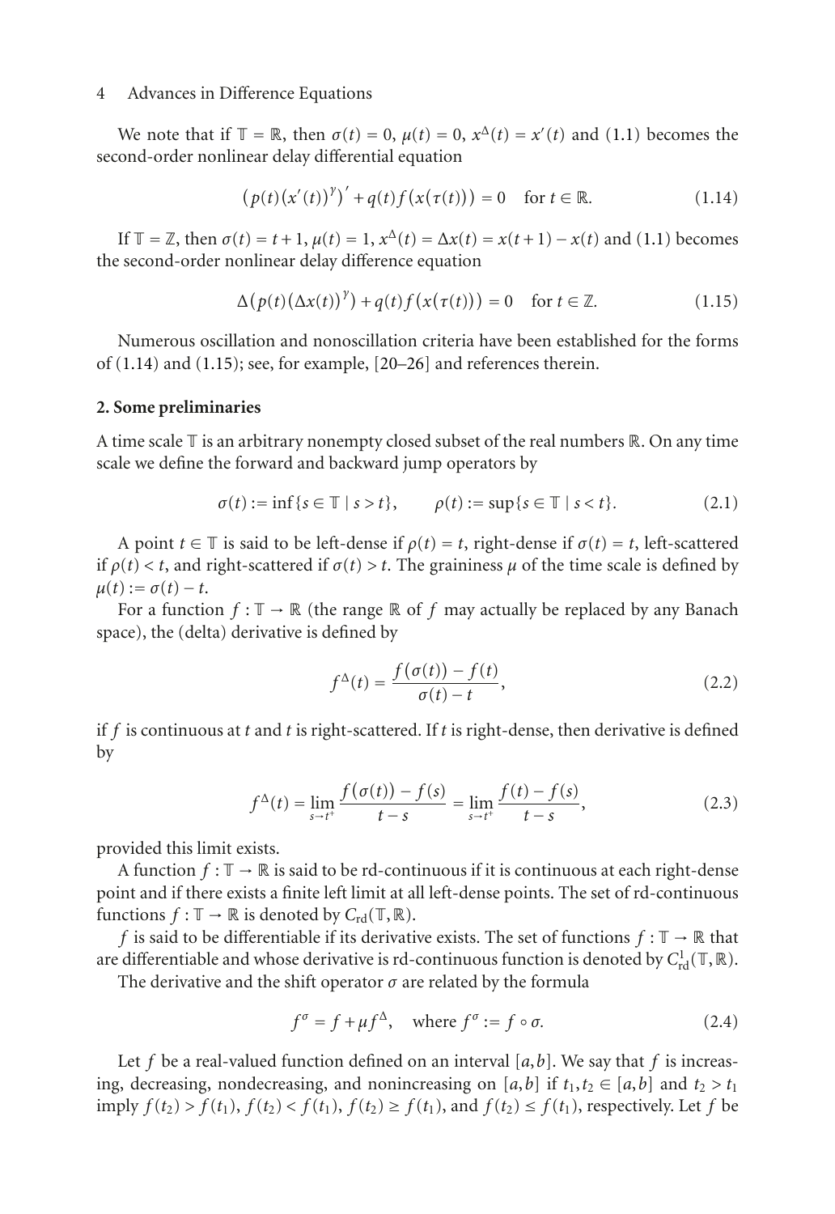We note that if $\mathbb{T} = \mathbb{R}$, then $\sigma(t) = 0$, $\mu(t) = 0$, $x^{\Delta}(t) = x'(t)$ and (1.1) becomes the second-order nonlinear delay differential equation

$$\left(p(t)\left(x'(t)\right)^{\gamma}\right)' + q(t)f\left(x(\tau(t))\right) = 0 \quad \text{for } t \in \mathbb{R}. \tag{1.14}$$

If $\mathbb{T} = \mathbb{Z}$, then $\sigma(t) = t+1$, $\mu(t) = 1$, $x^{\Delta}(t) = \Delta x(t) = x(t+1) - x(t)$ and (1.1) becomes the second-order nonlinear delay difference equation

$$\Delta\left(p(t)\left(\Delta x(t)\right)^{\gamma}\right) + q(t)f\left(x(\tau(t))\right) = 0 \quad \text{for } t \in \mathbb{Z}. \tag{1.15}$$

Numerous oscillation and nonoscillation criteria have been established for the forms of (1.14) and (1.15); see, for example, [20–26] and references therein.

## 2. Some preliminaries

A time scale $\mathbb{T}$ is an arbitrary nonempty closed subset of the real numbers $\mathbb{R}$. On any time scale we define the forward and backward jump operators by

$$\sigma(t) := \inf\{s \in \mathbb{T} \mid s > t\}, \qquad \rho(t) := \sup\{s \in \mathbb{T} \mid s < t\}. \tag{2.1}$$

A point $t \in \mathbb{T}$ is said to be left-dense if $\rho(t) = t$, right-dense if $\sigma(t) = t$, left-scattered if $\rho(t) < t$, and right-scattered if $\sigma(t) > t$. The graininess $\mu$ of the time scale is defined by $\mu(t) := \sigma(t) - t$.

For a function $f : \mathbb{T} \to \mathbb{R}$ (the range $\mathbb{R}$ of $f$ may actually be replaced by any Banach space), the (delta) derivative is defined by

$$f^{\Delta}(t) = \frac{f(\sigma(t)) - f(t)}{\sigma(t) - t}, \tag{2.2}$$

if $f$ is continuous at $t$ and $t$ is right-scattered. If $t$ is right-dense, then derivative is defined by

$$f^{\Delta}(t) = \lim_{s \to t^{+}} \frac{f(\sigma(t)) - f(s)}{t - s} = \lim_{s \to t^{+}} \frac{f(t) - f(s)}{t - s}, \tag{2.3}$$

provided this limit exists.

A function $f : \mathbb{T} \to \mathbb{R}$ is said to be rd-continuous if it is continuous at each right-dense point and if there exists a finite left limit at all left-dense points. The set of rd-continuous functions $f : \mathbb{T} \to \mathbb{R}$ is denoted by $C_{\text{rd}}(\mathbb{T}, \mathbb{R})$.

$f$ is said to be differentiable if its derivative exists. The set of functions $f : \mathbb{T} \to \mathbb{R}$ that are differentiable and whose derivative is rd-continuous function is denoted by $C^{1}_{\text{rd}}(\mathbb{T}, \mathbb{R})$.

The derivative and the shift operator $\sigma$ are related by the formula

$$f^{\sigma} = f + \mu f^{\Delta}, \quad \text{where } f^{\sigma} := f \circ \sigma. \tag{2.4}$$

Let $f$ be a real-valued function defined on an interval $[a,b]$. We say that $f$ is increasing, decreasing, nondecreasing, and nonincreasing on $[a,b]$ if $t_1, t_2 \in [a,b]$ and $t_2 > t_1$ imply $f(t_2) > f(t_1)$, $f(t_2) < f(t_1)$, $f(t_2) \geq f(t_1)$, and $f(t_2) \leq f(t_1)$, respectively. Let $f$ be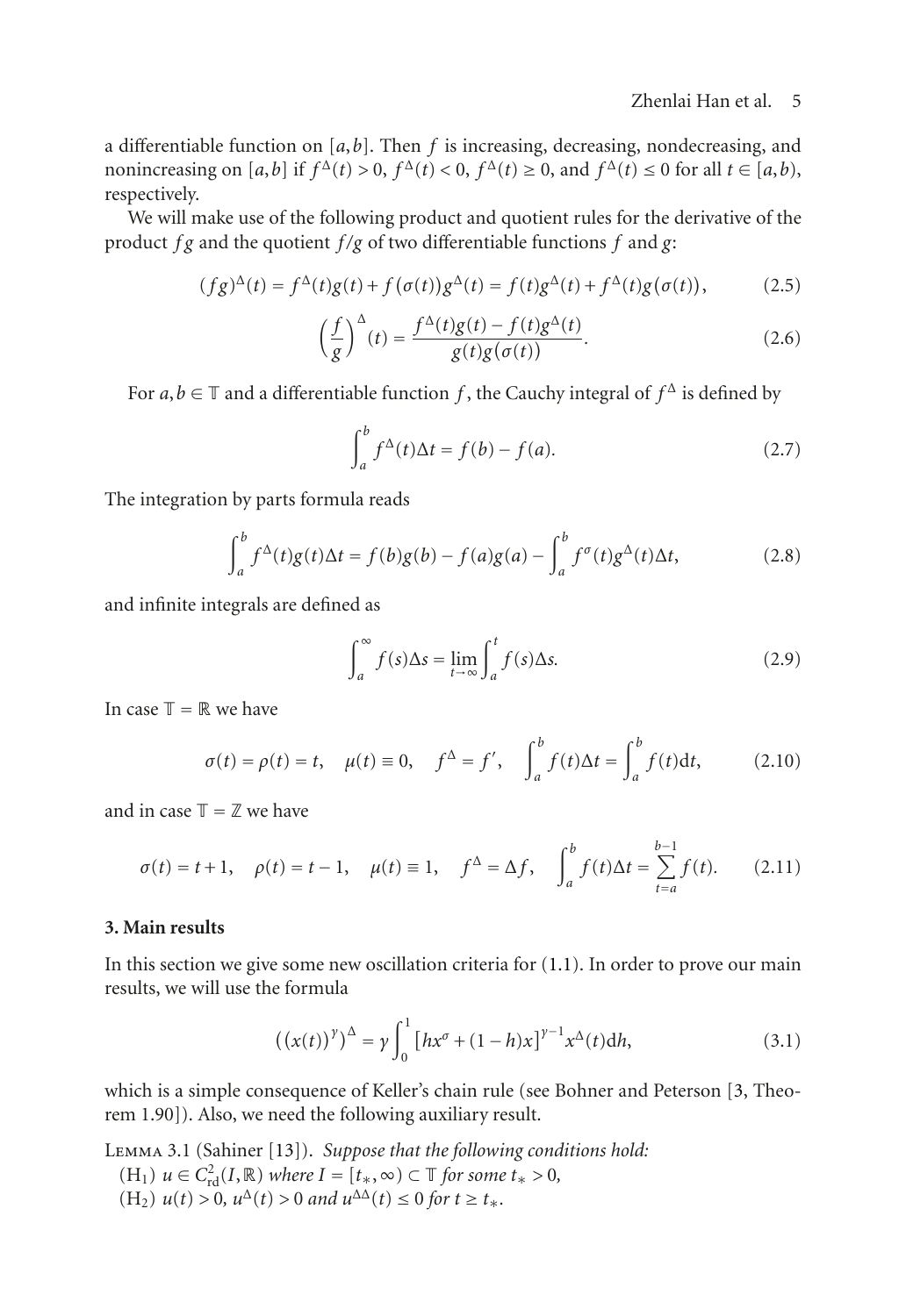a differentiable function on $[a,b]$. Then $f$ is increasing, decreasing, nondecreasing, and nonincreasing on $[a,b]$ if $f^{\Delta}(t) > 0$, $f^{\Delta}(t) < 0$, $f^{\Delta}(t) \geq 0$, and $f^{\Delta}(t) \leq 0$ for all $t \in [a,b)$, respectively.

We will make use of the following product and quotient rules for the derivative of the product $fg$ and the quotient $f/g$ of two differentiable functions $f$ and $g$:

$$(fg)^{\Delta}(t) = f^{\Delta}(t)g(t) + f(\sigma(t))g^{\Delta}(t) = f(t)g^{\Delta}(t) + f^{\Delta}(t)g(\sigma(t)), \tag{2.5}$$

$$\left(\frac{f}{g}\right)^{\Delta}(t) = \frac{f^{\Delta}(t)g(t) - f(t)g^{\Delta}(t)}{g(t)g(\sigma(t))}. \tag{2.6}$$

For $a, b \in \mathbb{T}$ and a differentiable function $f$, the Cauchy integral of $f^{\Delta}$ is defined by

$$\int_a^b f^{\Delta}(t)\Delta t = f(b) - f(a). \tag{2.7}$$

The integration by parts formula reads

$$\int_a^b f^{\Delta}(t)g(t)\Delta t = f(b)g(b) - f(a)g(a) - \int_a^b f^{\sigma}(t)g^{\Delta}(t)\Delta t, \tag{2.8}$$

and infinite integrals are defined as

$$\int_a^{\infty} f(s)\Delta s = \lim_{t\to\infty}\int_a^t f(s)\Delta s. \tag{2.9}$$

In case $\mathbb{T} = \mathbb{R}$ we have

$$\sigma(t) = \rho(t) = t, \quad \mu(t) \equiv 0, \quad f^{\Delta} = f', \quad \int_a^b f(t)\Delta t = \int_a^b f(t)\mathrm{d}t, \tag{2.10}$$

and in case $\mathbb{T} = \mathbb{Z}$ we have

$$\sigma(t) = t+1, \quad \rho(t) = t-1, \quad \mu(t) \equiv 1, \quad f^{\Delta} = \Delta f, \quad \int_a^b f(t)\Delta t = \sum_{t=a}^{b-1} f(t). \tag{2.11}$$

## 3. Main results

In this section we give some new oscillation criteria for (1.1). In order to prove our main results, we will use the formula

$$\left((x(t))^{\gamma}\right)^{\Delta} = \gamma\int_0^1 \left[hx^{\sigma} + (1-h)x\right]^{\gamma-1}x^{\Delta}(t)\mathrm{d}h, \tag{3.1}$$

which is a simple consequence of Keller's chain rule (see Bohner and Peterson [3, Theorem 1.90]). Also, we need the following auxiliary result.

Lemma 3.1 (Sahiner [13]). *Suppose that the following conditions hold:*
($\mathrm{H}_1$) $u \in C_{\mathrm{rd}}^2(I,\mathbb{R})$ *where* $I = [t_*, \infty) \subset \mathbb{T}$ *for some* $t_* > 0$,
($\mathrm{H}_2$) $u(t) > 0$, $u^{\Delta}(t) > 0$ *and* $u^{\Delta\Delta}(t) \leq 0$ *for* $t \geq t_*$.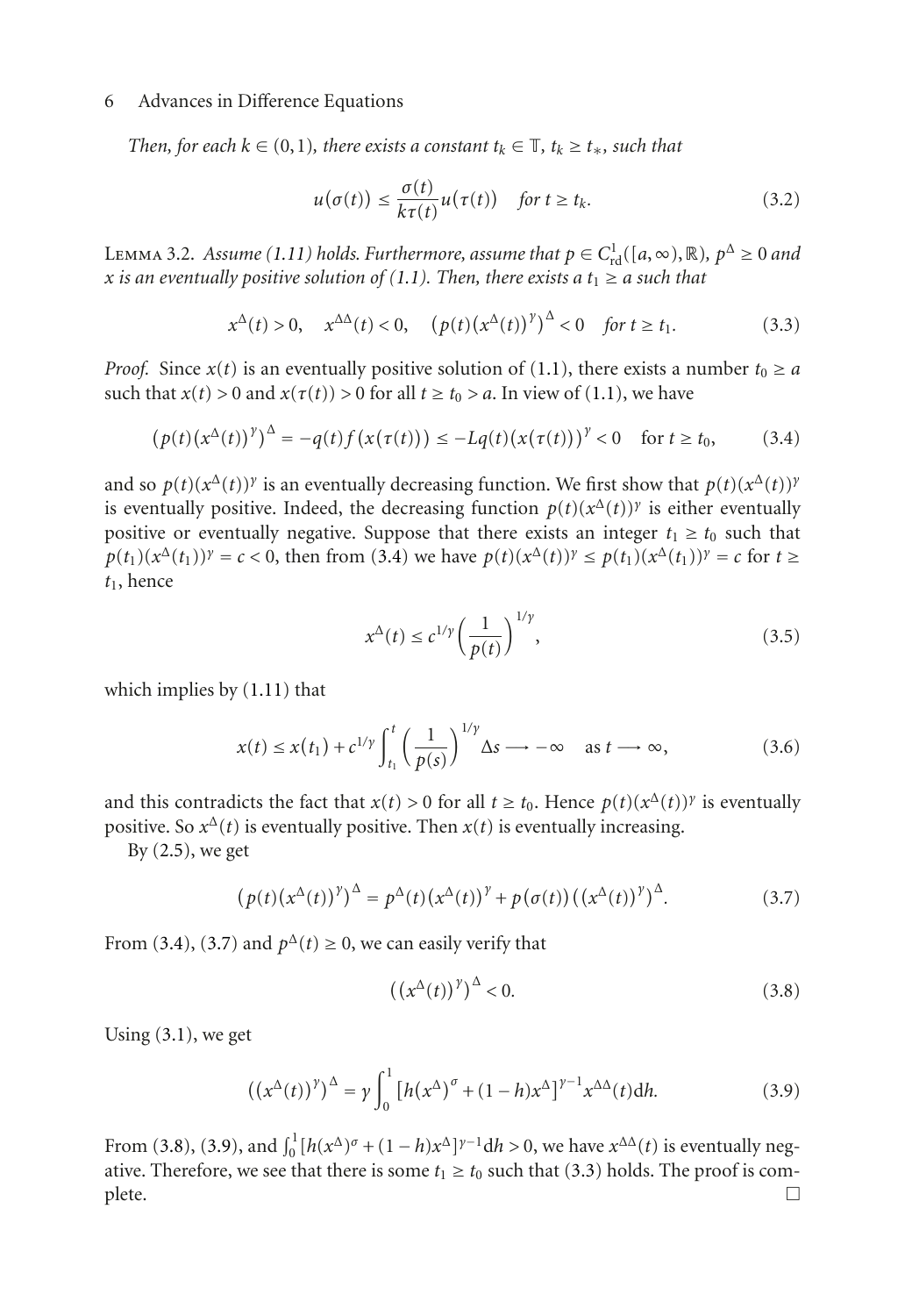*Then, for each $k \in (0,1)$, there exists a constant $t_k \in \mathbb{T}$, $t_k \geq t_*$, such that*

$$u(\sigma(t)) \leq \frac{\sigma(t)}{k\tau(t)} u(\tau(t)) \quad \text{for } t \geq t_k. \tag{3.2}$$

**Lemma 3.2.** *Assume (1.11) holds. Furthermore, assume that $p \in C^1_{\text{rd}}([a,\infty),\mathbb{R})$, $p^\Delta \geq 0$ and $x$ is an eventually positive solution of (1.1). Then, there exists a $t_1 \geq a$ such that*

$$x^\Delta(t) > 0, \quad x^{\Delta\Delta}(t) < 0, \quad \left(p(t)\left(x^\Delta(t)\right)^\gamma\right)^\Delta < 0 \quad \text{for } t \geq t_1. \tag{3.3}$$

*Proof.* Since $x(t)$ is an eventually positive solution of (1.1), there exists a number $t_0 \geq a$ such that $x(t) > 0$ and $x(\tau(t)) > 0$ for all $t \geq t_0 > a$. In view of (1.1), we have

$$\left(p(t)\left(x^\Delta(t)\right)^\gamma\right)^\Delta = -q(t)f\left(x(\tau(t))\right) \leq -Lq(t)\left(x(\tau(t))\right)^\gamma < 0 \quad \text{for } t \geq t_0, \tag{3.4}$$

and so $p(t)(x^\Delta(t))^\gamma$ is an eventually decreasing function. We first show that $p(t)(x^\Delta(t))^\gamma$ is eventually positive. Indeed, the decreasing function $p(t)(x^\Delta(t))^\gamma$ is either eventually positive or eventually negative. Suppose that there exists an integer $t_1 \geq t_0$ such that $p(t_1)(x^\Delta(t_1))^\gamma = c < 0$, then from (3.4) we have $p(t)(x^\Delta(t))^\gamma \leq p(t_1)(x^\Delta(t_1))^\gamma = c$ for $t \geq t_1$, hence

$$x^\Delta(t) \leq c^{1/\gamma}\left(\frac{1}{p(t)}\right)^{1/\gamma}, \tag{3.5}$$

which implies by (1.11) that

$$x(t) \leq x(t_1) + c^{1/\gamma}\int_{t_1}^{t}\left(\frac{1}{p(s)}\right)^{1/\gamma}\Delta s \longrightarrow -\infty \quad \text{as } t \longrightarrow \infty, \tag{3.6}$$

and this contradicts the fact that $x(t) > 0$ for all $t \geq t_0$. Hence $p(t)(x^\Delta(t))^\gamma$ is eventually positive. So $x^\Delta(t)$ is eventually positive. Then $x(t)$ is eventually increasing.

By (2.5), we get

$$\left(p(t)\left(x^\Delta(t)\right)^\gamma\right)^\Delta = p^\Delta(t)\left(x^\Delta(t)\right)^\gamma + p(\sigma(t))\left(\left(x^\Delta(t)\right)^\gamma\right)^\Delta. \tag{3.7}$$

From (3.4), (3.7) and $p^\Delta(t) \geq 0$, we can easily verify that

$$\left(\left(x^\Delta(t)\right)^\gamma\right)^\Delta < 0. \tag{3.8}$$

Using (3.1), we get

$$\left(\left(x^\Delta(t)\right)^\gamma\right)^\Delta = \gamma\int_0^1\left[h\left(x^\Delta\right)^\sigma + (1-h)x^\Delta\right]^{\gamma-1}x^{\Delta\Delta}(t)\mathrm{d}h. \tag{3.9}$$

From (3.8), (3.9), and $\int_0^1[h(x^\Delta)^\sigma + (1-h)x^\Delta]^{\gamma-1}\mathrm{d}h > 0$, we have $x^{\Delta\Delta}(t)$ is eventually negative. Therefore, we see that there is some $t_1 \geq t_0$ such that (3.3) holds. The proof is complete. □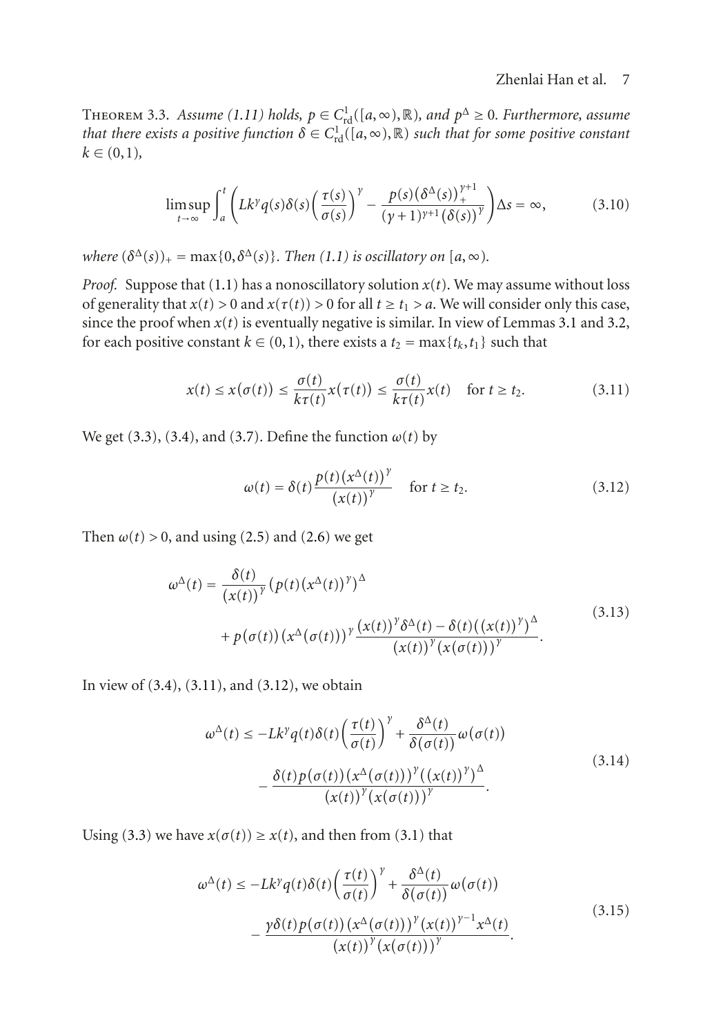Theorem 3.3. *Assume (1.11) holds, $p \in C^1_{\mathrm{rd}}([a,\infty),\mathbb{R})$, and $p^\Delta \geq 0$. Furthermore, assume that there exists a positive function $\delta \in C^1_{\mathrm{rd}}([a,\infty),\mathbb{R})$ such that for some positive constant $k \in (0,1)$,*

$$\limsup_{t\to\infty} \int_a^t \left( Lk^\gamma q(s)\delta(s)\left(\frac{\tau(s)}{\sigma(s)}\right)^\gamma - \frac{p(s)\left(\delta^\Delta(s)\right)_+^{\gamma+1}}{(\gamma+1)^{\gamma+1}\left(\delta(s)\right)^\gamma} \right)\Delta s = \infty, \tag{3.10}$$

*where $(\delta^\Delta(s))_+ = \max\{0, \delta^\Delta(s)\}$. Then (1.1) is oscillatory on $[a,\infty)$.*

*Proof.* Suppose that (1.1) has a nonoscillatory solution $x(t)$. We may assume without loss of generality that $x(t) > 0$ and $x(\tau(t)) > 0$ for all $t \geq t_1 > a$. We will consider only this case, since the proof when $x(t)$ is eventually negative is similar. In view of Lemmas 3.1 and 3.2, for each positive constant $k \in (0,1)$, there exists a $t_2 = \max\{t_k, t_1\}$ such that

$$x(t) \leq x(\sigma(t)) \leq \frac{\sigma(t)}{k\tau(t)} x(\tau(t)) \leq \frac{\sigma(t)}{k\tau(t)} x(t) \quad \text{for } t \geq t_2. \tag{3.11}$$

We get (3.3), (3.4), and (3.7). Define the function $\omega(t)$ by

$$\omega(t) = \delta(t)\frac{p(t)\left(x^\Delta(t)\right)^\gamma}{\left(x(t)\right)^\gamma} \quad \text{for } t \geq t_2. \tag{3.12}$$

Then $\omega(t) > 0$, and using (2.5) and (2.6) we get

$$\begin{aligned} \omega^\Delta(t) &= \frac{\delta(t)}{\left(x(t)\right)^\gamma}\left(p(t)\left(x^\Delta(t)\right)^\gamma\right)^\Delta \\ &\quad + p(\sigma(t))\left(x^\Delta(\sigma(t))\right)^\gamma \frac{\left(x(t)\right)^\gamma \delta^\Delta(t) - \delta(t)\left(\left(x(t)\right)^\gamma\right)^\Delta}{\left(x(t)\right)^\gamma\left(x(\sigma(t))\right)^\gamma}. \end{aligned} \tag{3.13}$$

In view of (3.4), (3.11), and (3.12), we obtain

$$\begin{aligned} \omega^\Delta(t) &\leq -Lk^\gamma q(t)\delta(t)\left(\frac{\tau(t)}{\sigma(t)}\right)^\gamma + \frac{\delta^\Delta(t)}{\delta(\sigma(t))}\omega(\sigma(t)) \\ &\quad - \frac{\delta(t)p(\sigma(t))\left(x^\Delta(\sigma(t))\right)^\gamma\left(\left(x(t)\right)^\gamma\right)^\Delta}{\left(x(t)\right)^\gamma\left(x(\sigma(t))\right)^\gamma}. \end{aligned} \tag{3.14}$$

Using (3.3) we have $x(\sigma(t)) \geq x(t)$, and then from (3.1) that

$$\begin{aligned} \omega^\Delta(t) &\leq -Lk^\gamma q(t)\delta(t)\left(\frac{\tau(t)}{\sigma(t)}\right)^\gamma + \frac{\delta^\Delta(t)}{\delta(\sigma(t))}\omega(\sigma(t)) \\ &\quad - \frac{\gamma\delta(t)p(\sigma(t))\left(x^\Delta(\sigma(t))\right)^\gamma\left(x(t)\right)^{\gamma-1}x^\Delta(t)}{\left(x(t)\right)^\gamma\left(x(\sigma(t))\right)^\gamma}. \end{aligned} \tag{3.15}$$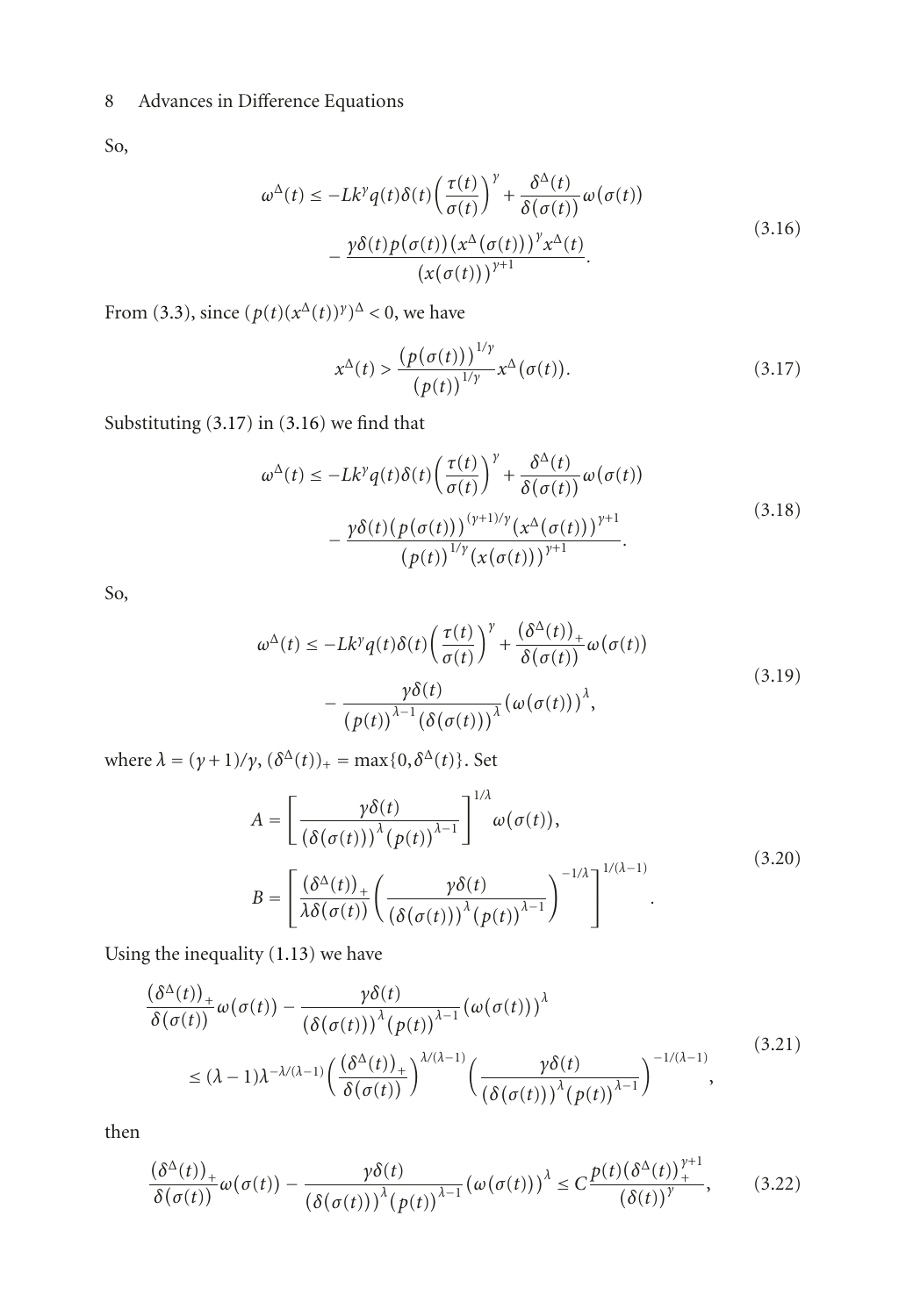So,

$$\omega^{\Delta}(t) \leq -Lk^{\gamma}q(t)\delta(t)\left(\frac{\tau(t)}{\sigma(t)}\right)^{\gamma} + \frac{\delta^{\Delta}(t)}{\delta(\sigma(t))}\omega(\sigma(t)) - \frac{\gamma\delta(t)p(\sigma(t))(x^{\Delta}(\sigma(t)))^{\gamma}x^{\Delta}(t)}{(x(\sigma(t)))^{\gamma+1}}. \tag{3.16}$$

From (3.3), since $(p(t)(x^{\Delta}(t))^{\gamma})^{\Delta} < 0$, we have

$$x^{\Delta}(t) > \frac{(p(\sigma(t)))^{1/\gamma}}{(p(t))^{1/\gamma}}x^{\Delta}(\sigma(t)). \tag{3.17}$$

Substituting (3.17) in (3.16) we find that

$$\omega^{\Delta}(t) \leq -Lk^{\gamma}q(t)\delta(t)\left(\frac{\tau(t)}{\sigma(t)}\right)^{\gamma} + \frac{\delta^{\Delta}(t)}{\delta(\sigma(t))}\omega(\sigma(t)) - \frac{\gamma\delta(t)(p(\sigma(t)))^{(\gamma+1)/\gamma}(x^{\Delta}(\sigma(t)))^{\gamma+1}}{(p(t))^{1/\gamma}(x(\sigma(t)))^{\gamma+1}}. \tag{3.18}$$

So,

$$\omega^{\Delta}(t) \leq -Lk^{\gamma}q(t)\delta(t)\left(\frac{\tau(t)}{\sigma(t)}\right)^{\gamma} + \frac{(\delta^{\Delta}(t))_{+}}{\delta(\sigma(t))}\omega(\sigma(t)) - \frac{\gamma\delta(t)}{(p(t))^{\lambda-1}(\delta(\sigma(t)))^{\lambda}}(\omega(\sigma(t)))^{\lambda}, \tag{3.19}$$

where $\lambda = (\gamma+1)/\gamma$, $(\delta^{\Delta}(t))_{+} = \max\{0, \delta^{\Delta}(t)\}$. Set

$$A = \left[\frac{\gamma\delta(t)}{(\delta(\sigma(t)))^{\lambda}(p(t))^{\lambda-1}}\right]^{1/\lambda}\omega(\sigma(t)),$$
$$B = \left[\frac{(\delta^{\Delta}(t))_{+}}{\lambda\delta(\sigma(t))}\left(\frac{\gamma\delta(t)}{(\delta(\sigma(t)))^{\lambda}(p(t))^{\lambda-1}}\right)^{-1/\lambda}\right]^{1/(\lambda-1)}. \tag{3.20}$$

Using the inequality (1.13) we have

$$\frac{(\delta^{\Delta}(t))_{+}}{\delta(\sigma(t))}\omega(\sigma(t)) - \frac{\gamma\delta(t)}{(\delta(\sigma(t)))^{\lambda}(p(t))^{\lambda-1}}(\omega(\sigma(t)))^{\lambda} \leq (\lambda-1)\lambda^{-\lambda/(\lambda-1)}\left(\frac{(\delta^{\Delta}(t))_{+}}{\delta(\sigma(t))}\right)^{\lambda/(\lambda-1)}\left(\frac{\gamma\delta(t)}{(\delta(\sigma(t)))^{\lambda}(p(t))^{\lambda-1}}\right)^{-1/(\lambda-1)}, \tag{3.21}$$

then

$$\frac{(\delta^{\Delta}(t))_{+}}{\delta(\sigma(t))}\omega(\sigma(t)) - \frac{\gamma\delta(t)}{(\delta(\sigma(t)))^{\lambda}(p(t))^{\lambda-1}}(\omega(\sigma(t)))^{\lambda} \leq C\frac{p(t)(\delta^{\Delta}(t))_{+}^{\gamma+1}}{(\delta(t))^{\gamma}}, \tag{3.22}$$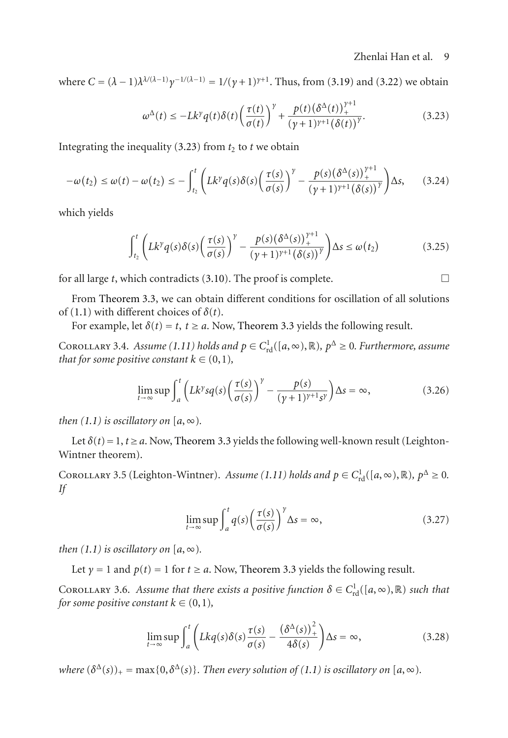where $C = (\lambda - 1)\lambda^{\lambda/(\lambda-1)}\gamma^{-1/(\lambda-1)} = 1/(\gamma+1)^{\gamma+1}$. Thus, from (3.19) and (3.22) we obtain

$$\omega^{\Delta}(t) \leq -Lk^{\gamma}q(t)\delta(t)\left(\frac{\tau(t)}{\sigma(t)}\right)^{\gamma} + \frac{p(t)\left(\delta^{\Delta}(t)\right)_{+}^{\gamma+1}}{(\gamma+1)^{\gamma+1}\left(\delta(t)\right)^{\gamma}}. \tag{3.23}$$

Integrating the inequality (3.23) from $t_2$ to $t$ we obtain

$$-\omega(t_2) \leq \omega(t) - \omega(t_2) \leq -\int_{t_2}^{t}\left(Lk^{\gamma}q(s)\delta(s)\left(\frac{\tau(s)}{\sigma(s)}\right)^{\gamma} - \frac{p(s)\left(\delta^{\Delta}(s)\right)_{+}^{\gamma+1}}{(\gamma+1)^{\gamma+1}\left(\delta(s)\right)^{\gamma}}\right)\Delta s, \tag{3.24}$$

which yields

$$\int_{t_2}^{t}\left(Lk^{\gamma}q(s)\delta(s)\left(\frac{\tau(s)}{\sigma(s)}\right)^{\gamma} - \frac{p(s)\left(\delta^{\Delta}(s)\right)_{+}^{\gamma+1}}{(\gamma+1)^{\gamma+1}\left(\delta(s)\right)^{\gamma}}\right)\Delta s \leq \omega(t_2) \tag{3.25}$$

for all large $t$, which contradicts (3.10). The proof is complete. □

From Theorem 3.3, we can obtain different conditions for oscillation of all solutions of (1.1) with different choices of $\delta(t)$.

For example, let $\delta(t) = t$, $t \geq a$. Now, Theorem 3.3 yields the following result.

Corollary 3.4. *Assume (1.11) holds and $p \in C_{\mathrm{rd}}^{1}([a,\infty),\mathbb{R})$, $p^{\Delta} \geq 0$. Furthermore, assume that for some positive constant $k \in (0,1)$,*

$$\limsup_{t\to\infty}\int_{a}^{t}\left(Lk^{\gamma}sq(s)\left(\frac{\tau(s)}{\sigma(s)}\right)^{\gamma} - \frac{p(s)}{(\gamma+1)^{\gamma+1}s^{\gamma}}\right)\Delta s = \infty, \tag{3.26}$$

*then (1.1) is oscillatory on $[a,\infty)$.*

Let $\delta(t) = 1$, $t \geq a$. Now, Theorem 3.3 yields the following well-known result (Leighton-Wintner theorem).

Corollary 3.5 (Leighton-Wintner). *Assume (1.11) holds and $p \in C_{\mathrm{rd}}^{1}([a,\infty),\mathbb{R})$, $p^{\Delta} \geq 0$. If*

$$\limsup_{t\to\infty}\int_{a}^{t}q(s)\left(\frac{\tau(s)}{\sigma(s)}\right)^{\gamma}\Delta s = \infty, \tag{3.27}$$

*then (1.1) is oscillatory on $[a,\infty)$.*

Let $\gamma = 1$ and $p(t) = 1$ for $t \geq a$. Now, Theorem 3.3 yields the following result.

Corollary 3.6. *Assume that there exists a positive function $\delta \in C_{\mathrm{rd}}^{1}([a,\infty),\mathbb{R})$ such that for some positive constant $k \in (0,1)$,*

$$\limsup_{t\to\infty}\int_{a}^{t}\left(Lkq(s)\delta(s)\frac{\tau(s)}{\sigma(s)} - \frac{\left(\delta^{\Delta}(s)\right)_{+}^{2}}{4\delta(s)}\right)\Delta s = \infty, \tag{3.28}$$

*where $(\delta^{\Delta}(s))_{+} = \max\{0,\delta^{\Delta}(s)\}$. Then every solution of (1.1) is oscillatory on $[a,\infty)$.*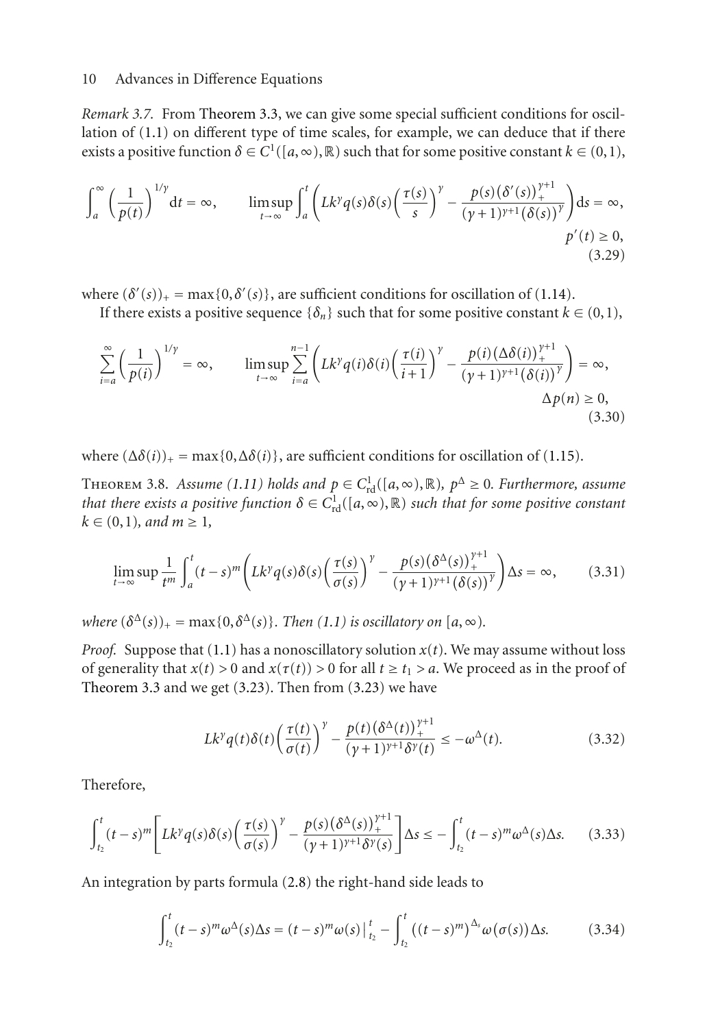*Remark 3.7.* From Theorem 3.3, we can give some special sufficient conditions for oscillation of (1.1) on different type of time scales, for example, we can deduce that if there exists a positive function $\delta \in C^1([a,\infty),\mathbb{R})$ such that for some positive constant $k \in (0,1)$,

$$\int_a^\infty \left(\frac{1}{p(t)}\right)^{1/\gamma} \mathrm{d}t = \infty, \qquad \limsup_{t\to\infty} \int_a^t \left( Lk^\gamma q(s)\delta(s)\left(\frac{\tau(s)}{s}\right)^\gamma - \frac{p(s)\left(\delta'(s)\right)_+^{\gamma+1}}{(\gamma+1)^{\gamma+1}\left(\delta(s)\right)^\gamma}\right) \mathrm{d}s = \infty,$$
$$p'(t) \geq 0, \tag{3.29}$$

where $(\delta'(s))_+ = \max\{0, \delta'(s)\}$, are sufficient conditions for oscillation of (1.14).

If there exists a positive sequence $\{\delta_n\}$ such that for some positive constant $k \in (0,1)$,

$$\sum_{i=a}^\infty \left(\frac{1}{p(i)}\right)^{1/\gamma} = \infty, \qquad \limsup_{t\to\infty} \sum_{i=a}^{n-1} \left( Lk^\gamma q(i)\delta(i)\left(\frac{\tau(i)}{i+1}\right)^\gamma - \frac{p(i)\left(\Delta\delta(i)\right)_+^{\gamma+1}}{(\gamma+1)^{\gamma+1}\left(\delta(i)\right)^\gamma}\right) = \infty,$$
$$\Delta p(n) \geq 0, \tag{3.30}$$

where $(\Delta\delta(i))_+ = \max\{0, \Delta\delta(i)\}$, are sufficient conditions for oscillation of (1.15).

Theorem 3.8. *Assume (1.11) holds and $p \in C^1_{\mathrm{rd}}([a,\infty),\mathbb{R})$, $p^\Delta \geq 0$. Furthermore, assume that there exists a positive function $\delta \in C^1_{\mathrm{rd}}([a,\infty),\mathbb{R})$ such that for some positive constant $k \in (0,1)$, and $m \geq 1$,*

$$\limsup_{t\to\infty} \frac{1}{t^m} \int_a^t (t-s)^m \left( Lk^\gamma q(s)\delta(s)\left(\frac{\tau(s)}{\sigma(s)}\right)^\gamma - \frac{p(s)\left(\delta^\Delta(s)\right)_+^{\gamma+1}}{(\gamma+1)^{\gamma+1}\left(\delta(s)\right)^\gamma}\right) \Delta s = \infty, \tag{3.31}$$

*where $(\delta^\Delta(s))_+ = \max\{0, \delta^\Delta(s)\}$. Then (1.1) is oscillatory on $[a,\infty)$.*

*Proof.* Suppose that (1.1) has a nonoscillatory solution $x(t)$. We may assume without loss of generality that $x(t) > 0$ and $x(\tau(t)) > 0$ for all $t \geq t_1 > a$. We proceed as in the proof of Theorem 3.3 and we get (3.23). Then from (3.23) we have

$$Lk^\gamma q(t)\delta(t)\left(\frac{\tau(t)}{\sigma(t)}\right)^\gamma - \frac{p(t)\left(\delta^\Delta(t)\right)_+^{\gamma+1}}{(\gamma+1)^{\gamma+1}\delta^\gamma(t)} \leq -\omega^\Delta(t). \tag{3.32}$$

Therefore,

$$\int_{t_2}^t (t-s)^m \left[ Lk^\gamma q(s)\delta(s)\left(\frac{\tau(s)}{\sigma(s)}\right)^\gamma - \frac{p(s)\left(\delta^\Delta(s)\right)_+^{\gamma+1}}{(\gamma+1)^{\gamma+1}\delta^\gamma(s)}\right] \Delta s \leq -\int_{t_2}^t (t-s)^m \omega^\Delta(s)\Delta s. \tag{3.33}$$

An integration by parts formula (2.8) the right-hand side leads to

$$\int_{t_2}^t (t-s)^m \omega^\Delta(s)\Delta s = (t-s)^m\omega(s)\big|_{t_2}^t - \int_{t_2}^t \left((t-s)^m\right)^{\Delta_s}\omega(\sigma(s))\Delta s. \tag{3.34}$$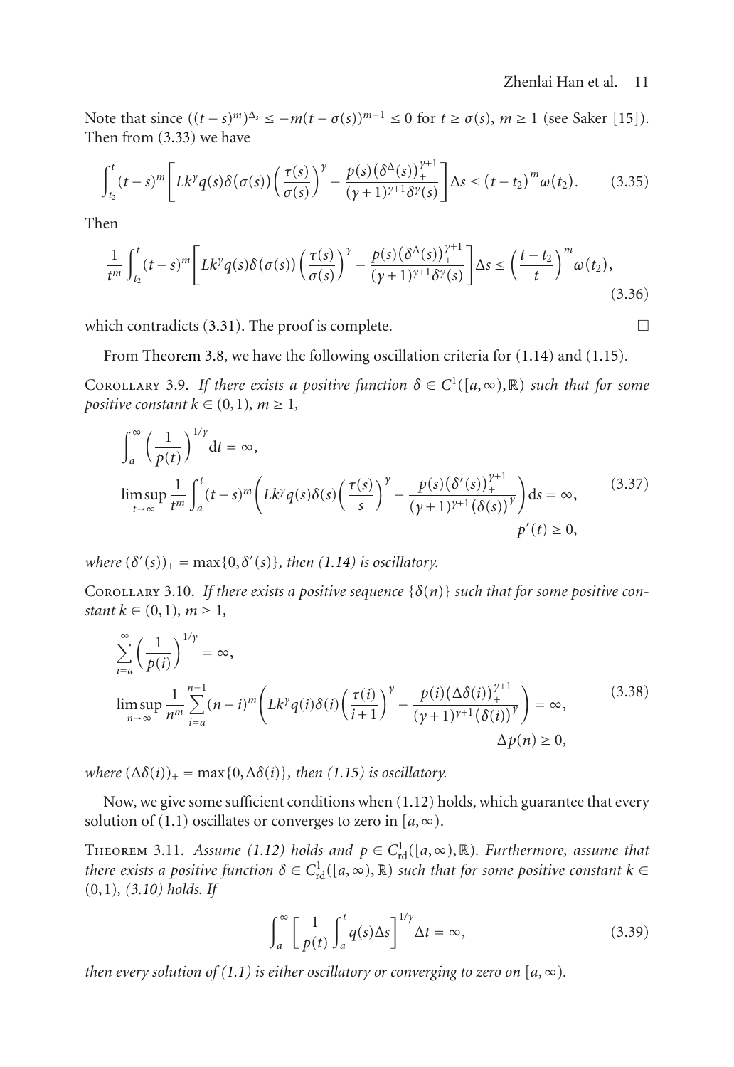Note that since $((t-s)^m)^{\Delta_s} \le -m(t-\sigma(s))^{m-1} \le 0$ for $t \ge \sigma(s)$, $m \ge 1$ (see Saker [15]). Then from (3.33) we have

$$\int_{t_2}^{t}(t-s)^m\left[Lk^{\gamma}q(s)\delta(\sigma(s))\left(\frac{\tau(s)}{\sigma(s)}\right)^{\gamma}-\frac{p(s)\left(\delta^{\Delta}(s)\right)_+^{\gamma+1}}{(\gamma+1)^{\gamma+1}\delta^{\gamma}(s)}\right]\Delta s \le \left(t-t_2\right)^m\omega(t_2). \tag{3.35}$$

Then

$$\frac{1}{t^m}\int_{t_2}^{t}(t-s)^m\left[Lk^{\gamma}q(s)\delta(\sigma(s))\left(\frac{\tau(s)}{\sigma(s)}\right)^{\gamma}-\frac{p(s)\left(\delta^{\Delta}(s)\right)_+^{\gamma+1}}{(\gamma+1)^{\gamma+1}\delta^{\gamma}(s)}\right]\Delta s \le \left(\frac{t-t_2}{t}\right)^m\omega(t_2), \tag{3.36}$$

which contradicts (3.31). The proof is complete. □

From Theorem 3.8, we have the following oscillation criteria for (1.14) and (1.15).

Corollary 3.9. *If there exists a positive function $\delta \in C^1([a,\infty),\mathbb{R})$ such that for some positive constant $k \in (0,1)$, $m \ge 1$,*

$$\begin{gathered}\int_a^{\infty}\left(\frac{1}{p(t)}\right)^{1/\gamma}\mathrm{d}t=\infty,\\ \limsup_{t\to\infty}\frac{1}{t^m}\int_a^t(t-s)^m\left(Lk^{\gamma}q(s)\delta(s)\left(\frac{\tau(s)}{s}\right)^{\gamma}-\frac{p(s)\left(\delta'(s)\right)_+^{\gamma+1}}{(\gamma+1)^{\gamma+1}\left(\delta(s)\right)^{\gamma}}\right)\mathrm{d}s=\infty,\\ p'(t)\ge 0,\end{gathered} \tag{3.37}$$

*where $(\delta'(s))_+ = \max\{0,\delta'(s)\}$, then (1.14) is oscillatory.*

Corollary 3.10. *If there exists a positive sequence $\{\delta(n)\}$ such that for some positive constant $k \in (0,1)$, $m \ge 1$,*

$$\begin{gathered}\sum_{i=a}^{\infty}\left(\frac{1}{p(i)}\right)^{1/\gamma}=\infty,\\ \limsup_{n\to\infty}\frac{1}{n^m}\sum_{i=a}^{n-1}(n-i)^m\left(Lk^{\gamma}q(i)\delta(i)\left(\frac{\tau(i)}{i+1}\right)^{\gamma}-\frac{p(i)\left(\Delta\delta(i)\right)_+^{\gamma+1}}{(\gamma+1)^{\gamma+1}\left(\delta(i)\right)^{\gamma}}\right)=\infty,\\ \Delta p(n)\ge 0,\end{gathered} \tag{3.38}$$

*where $(\Delta\delta(i))_+ = \max\{0,\Delta\delta(i)\}$, then (1.15) is oscillatory.*

Now, we give some sufficient conditions when (1.12) holds, which guarantee that every solution of (1.1) oscillates or converges to zero in $[a,\infty)$.

Theorem 3.11. *Assume (1.12) holds and $p \in C^1_{\mathrm{rd}}([a,\infty),\mathbb{R})$. Furthermore, assume that there exists a positive function $\delta \in C^1_{\mathrm{rd}}([a,\infty),\mathbb{R})$ such that for some positive constant $k \in (0,1)$, (3.10) holds. If*

$$\int_a^{\infty}\left[\frac{1}{p(t)}\int_a^t q(s)\Delta s\right]^{1/\gamma}\Delta t=\infty, \tag{3.39}$$

*then every solution of (1.1) is either oscillatory or converging to zero on $[a,\infty)$.*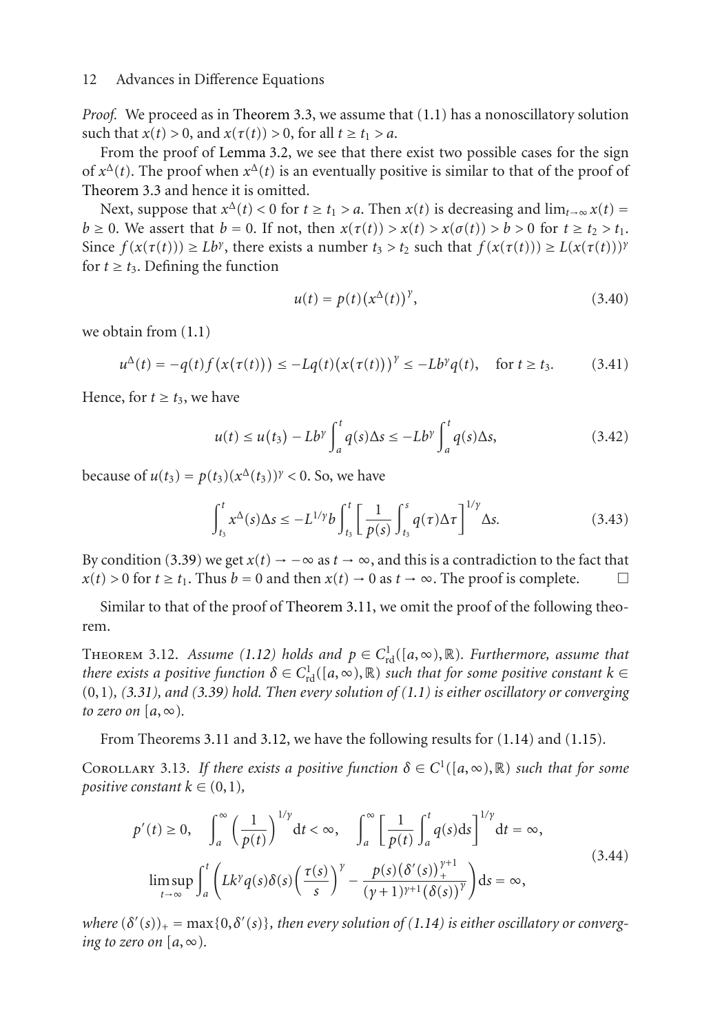*Proof.* We proceed as in Theorem 3.3, we assume that (1.1) has a nonoscillatory solution such that $x(t) > 0$, and $x(\tau(t)) > 0$, for all $t \geq t_1 > a$.

From the proof of Lemma 3.2, we see that there exist two possible cases for the sign of $x^{\Delta}(t)$. The proof when $x^{\Delta}(t)$ is an eventually positive is similar to that of the proof of Theorem 3.3 and hence it is omitted.

Next, suppose that $x^{\Delta}(t) < 0$ for $t \geq t_1 > a$. Then $x(t)$ is decreasing and $\lim_{t\to\infty} x(t) = b \geq 0$. We assert that $b = 0$. If not, then $x(\tau(t)) > x(t) > x(\sigma(t)) > b > 0$ for $t \geq t_2 > t_1$. Since $f(x(\tau(t))) \geq Lb^{\gamma}$, there exists a number $t_3 > t_2$ such that $f(x(\tau(t))) \geq L(x(\tau(t)))^{\gamma}$ for $t \geq t_3$. Defining the function

$$u(t) = p(t)\left(x^{\Delta}(t)\right)^{\gamma}, \tag{3.40}$$

we obtain from (1.1)

$$u^{\Delta}(t) = -q(t)f\left(x(\tau(t))\right) \leq -Lq(t)\left(x(\tau(t))\right)^{\gamma} \leq -Lb^{\gamma}q(t), \quad \text{for } t \geq t_3. \tag{3.41}$$

Hence, for $t \geq t_3$, we have

$$u(t) \leq u(t_3) - Lb^{\gamma}\int_a^t q(s)\Delta s \leq -Lb^{\gamma}\int_a^t q(s)\Delta s, \tag{3.42}$$

because of $u(t_3) = p(t_3)(x^{\Delta}(t_3))^{\gamma} < 0$. So, we have

$$\int_{t_3}^t x^{\Delta}(s)\Delta s \leq -L^{1/\gamma}b\int_{t_3}^t \left[\frac{1}{p(s)}\int_{t_3}^s q(\tau)\Delta\tau\right]^{1/\gamma}\Delta s. \tag{3.43}$$

By condition (3.39) we get $x(t) \to -\infty$ as $t \to \infty$, and this is a contradiction to the fact that $x(t) > 0$ for $t \geq t_1$. Thus $b = 0$ and then $x(t) \to 0$ as $t \to \infty$. The proof is complete. □

Similar to that of the proof of Theorem 3.11, we omit the proof of the following theorem.

Theorem 3.12. *Assume (1.12) holds and $p \in C^1_{\mathrm{rd}}([a,\infty),\mathbb{R})$. Furthermore, assume that there exists a positive function $\delta \in C^1_{\mathrm{rd}}([a,\infty),\mathbb{R})$ such that for some positive constant $k \in (0,1)$, (3.31), and (3.39) hold. Then every solution of (1.1) is either oscillatory or converging to zero on $[a,\infty)$.*

From Theorems 3.11 and 3.12, we have the following results for (1.14) and (1.15).

Corollary 3.13. *If there exists a positive function $\delta \in C^1([a,\infty),\mathbb{R})$ such that for some positive constant $k \in (0,1)$,*

$$\begin{gathered}
p'(t) \geq 0, \quad \int_a^{\infty}\left(\frac{1}{p(t)}\right)^{1/\gamma}\mathrm{d}t < \infty, \quad \int_a^{\infty}\left[\frac{1}{p(t)}\int_a^t q(s)\mathrm{d}s\right]^{1/\gamma}\mathrm{d}t = \infty, \\
\limsup_{t\to\infty}\int_a^t\left(Lk^{\gamma}q(s)\delta(s)\left(\frac{\tau(s)}{s}\right)^{\gamma} - \frac{p(s)\left(\delta'(s)\right)_+^{\gamma+1}}{(\gamma+1)^{\gamma+1}\left(\delta(s)\right)^{\gamma}}\right)\mathrm{d}s = \infty,
\end{gathered} \tag{3.44}$$

*where $(\delta'(s))_+ = \max\{0,\delta'(s)\}$, then every solution of (1.14) is either oscillatory or converging to zero on $[a,\infty)$.*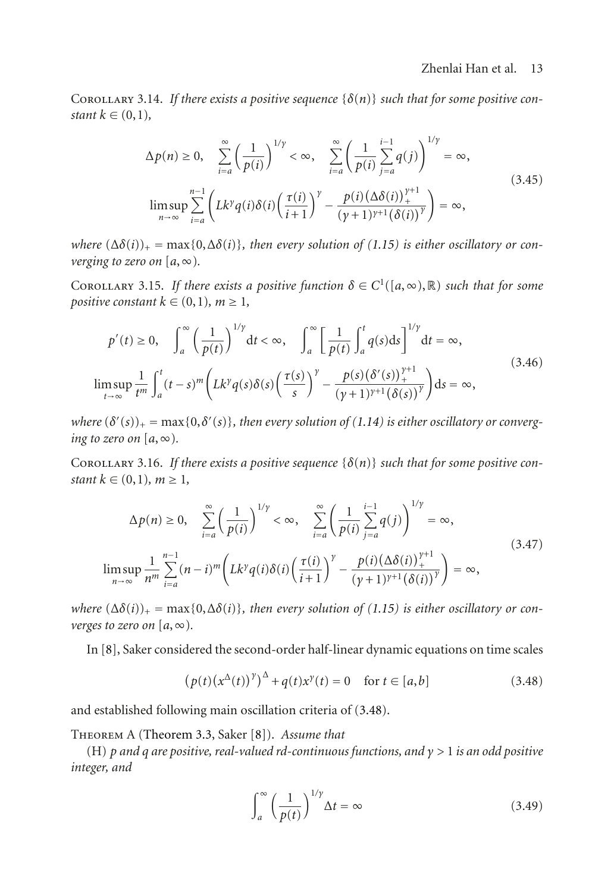Corollary 3.14. *If there exists a positive sequence $\{\delta(n)\}$ such that for some positive constant $k \in (0,1)$,*

$$
\begin{gathered}
\Delta p(n) \geq 0, \quad \sum_{i=a}^{\infty}\left(\frac{1}{p(i)}\right)^{1/\gamma} < \infty, \quad \sum_{i=a}^{\infty}\left(\frac{1}{p(i)}\sum_{j=a}^{i-1} q(j)\right)^{1/\gamma} = \infty, \\
\limsup_{n\to\infty}\sum_{i=a}^{n-1}\left(Lk^{\gamma}q(i)\delta(i)\left(\frac{\tau(i)}{i+1}\right)^{\gamma} - \frac{p(i)\left(\Delta\delta(i)\right)_+^{\gamma+1}}{(\gamma+1)^{\gamma+1}\left(\delta(i)\right)^{\gamma}}\right) = \infty,
\end{gathered}
\tag{3.45}
$$

*where $(\Delta\delta(i))_+ = \max\{0,\Delta\delta(i)\}$, then every solution of (1.15) is either oscillatory or converging to zero on $[a,\infty)$.*

Corollary 3.15. *If there exists a positive function $\delta \in C^1([a,\infty),\mathbb{R})$ such that for some positive constant $k \in (0,1)$, $m \geq 1$,*

$$
\begin{gathered}
p'(t) \geq 0, \quad \int_a^{\infty}\left(\frac{1}{p(t)}\right)^{1/\gamma}\mathrm{d}t < \infty, \quad \int_a^{\infty}\left[\frac{1}{p(t)}\int_a^t q(s)\mathrm{d}s\right]^{1/\gamma}\mathrm{d}t = \infty, \\
\limsup_{t\to\infty}\frac{1}{t^m}\int_a^t (t-s)^m\left(Lk^{\gamma}q(s)\delta(s)\left(\frac{\tau(s)}{s}\right)^{\gamma} - \frac{p(s)\left(\delta'(s)\right)_+^{\gamma+1}}{(\gamma+1)^{\gamma+1}\left(\delta(s)\right)^{\gamma}}\right)\mathrm{d}s = \infty,
\end{gathered}
\tag{3.46}
$$

*where $(\delta'(s))_+ = \max\{0,\delta'(s)\}$, then every solution of (1.14) is either oscillatory or converging to zero on $[a,\infty)$.*

Corollary 3.16. *If there exists a positive sequence $\{\delta(n)\}$ such that for some positive constant $k \in (0,1)$, $m \geq 1$,*

$$
\begin{gathered}
\Delta p(n) \geq 0, \quad \sum_{i=a}^{\infty}\left(\frac{1}{p(i)}\right)^{1/\gamma} < \infty, \quad \sum_{i=a}^{\infty}\left(\frac{1}{p(i)}\sum_{j=a}^{i-1} q(j)\right)^{1/\gamma} = \infty, \\
\limsup_{n\to\infty}\frac{1}{n^m}\sum_{i=a}^{n-1}(n-i)^m\left(Lk^{\gamma}q(i)\delta(i)\left(\frac{\tau(i)}{i+1}\right)^{\gamma} - \frac{p(i)\left(\Delta\delta(i)\right)_+^{\gamma+1}}{(\gamma+1)^{\gamma+1}\left(\delta(i)\right)^{\gamma}}\right) = \infty,
\end{gathered}
\tag{3.47}
$$

*where $(\Delta\delta(i))_+ = \max\{0,\Delta\delta(i)\}$, then every solution of (1.15) is either oscillatory or converges to zero on $[a,\infty)$.*

In [8], Saker considered the second-order half-linear dynamic equations on time scales

$$
\left(p(t)\left(x^{\Delta}(t)\right)^{\gamma}\right)^{\Delta} + q(t)x^{\gamma}(t) = 0 \quad \text{for } t \in [a,b]
\tag{3.48}
$$

and established following main oscillation criteria of (3.48).

Theorem A (Theorem 3.3, Saker [8]). *Assume that*

(H) *$p$ and $q$ are positive, real-valued rd-continuous functions, and $\gamma > 1$ is an odd positive integer, and*

$$
\int_a^{\infty}\left(\frac{1}{p(t)}\right)^{1/\gamma}\Delta t = \infty
\tag{3.49}
$$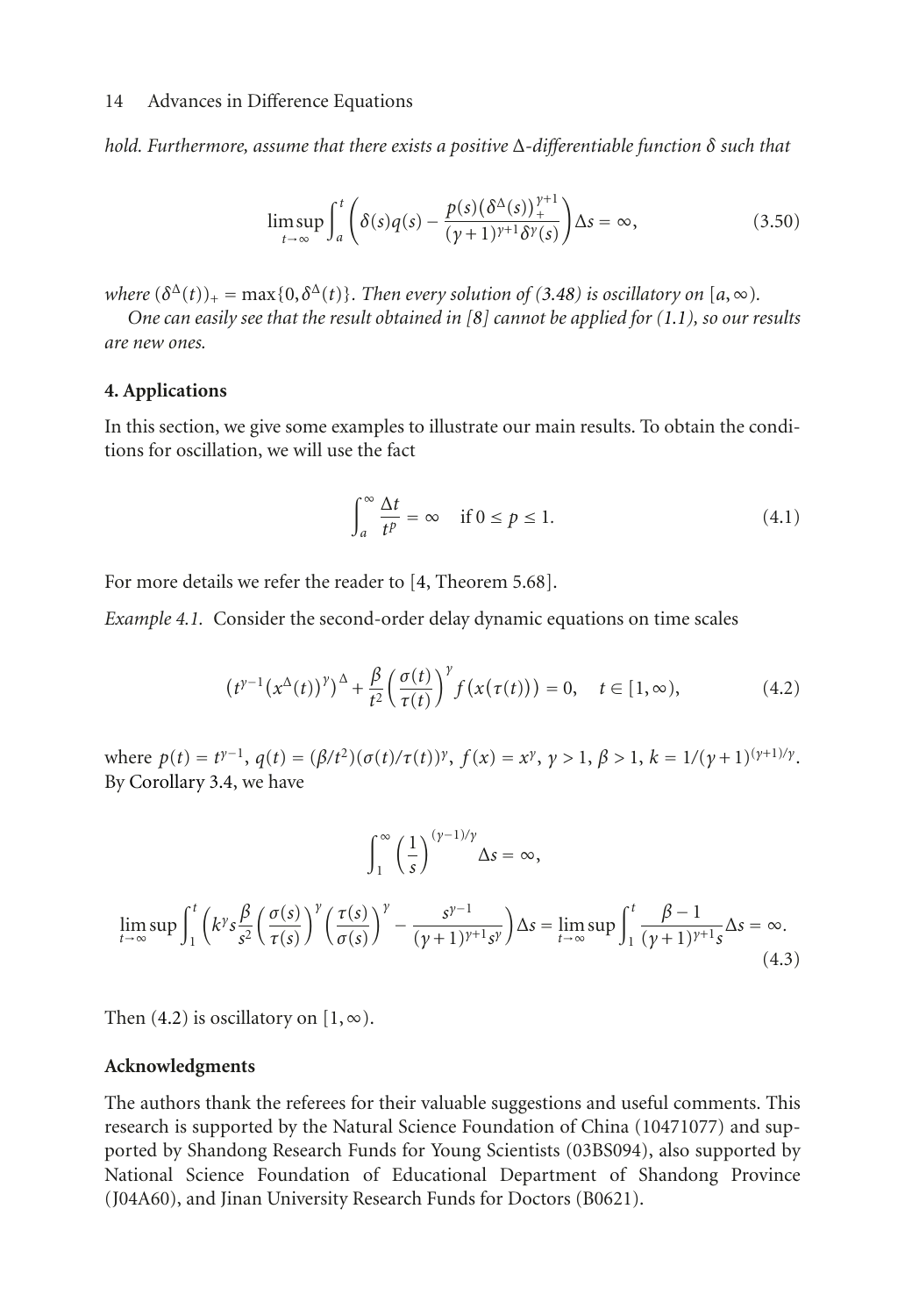*hold. Furthermore, assume that there exists a positive $\Delta$-differentiable function $\delta$ such that*

$$\limsup_{t\to\infty}\int_a^t\left(\delta(s)q(s)-\frac{p(s)\left(\delta^{\Delta}(s)\right)_+^{\gamma+1}}{(\gamma+1)^{\gamma+1}\delta^{\gamma}(s)}\right)\Delta s=\infty, \tag{3.50}$$

*where $(\delta^{\Delta}(t))_+=\max\{0,\delta^{\Delta}(t)\}$. Then every solution of (3.48) is oscillatory on $[a,\infty)$.*

*One can easily see that the result obtained in [8] cannot be applied for (1.1), so our results are new ones.*

## 4. Applications

In this section, we give some examples to illustrate our main results. To obtain the conditions for oscillation, we will use the fact

$$\int_a^{\infty}\frac{\Delta t}{t^p}=\infty\quad \text{if } 0\le p\le 1. \tag{4.1}$$

For more details we refer the reader to [4, Theorem 5.68].

*Example 4.1.* Consider the second-order delay dynamic equations on time scales

$$\left(t^{\gamma-1}\left(x^{\Delta}(t)\right)^{\gamma}\right)^{\Delta}+\frac{\beta}{t^2}\left(\frac{\sigma(t)}{\tau(t)}\right)^{\gamma}f\left(x(\tau(t))\right)=0,\quad t\in[1,\infty), \tag{4.2}$$

where $p(t)=t^{\gamma-1}$, $q(t)=(\beta/t^2)(\sigma(t)/\tau(t))^{\gamma}$, $f(x)=x^{\gamma}$, $\gamma>1$, $\beta>1$, $k=1/(\gamma+1)^{(\gamma+1)/\gamma}$. By Corollary 3.4, we have

$$\int_1^{\infty}\left(\frac{1}{s}\right)^{(\gamma-1)/\gamma}\Delta s=\infty,$$

$$\limsup_{t\to\infty}\int_1^t\left(k^{\gamma}s\frac{\beta}{s^2}\left(\frac{\sigma(s)}{\tau(s)}\right)^{\gamma}\left(\frac{\tau(s)}{\sigma(s)}\right)^{\gamma}-\frac{s^{\gamma-1}}{(\gamma+1)^{\gamma+1}s^{\gamma}}\right)\Delta s=\limsup_{t\to\infty}\int_1^t\frac{\beta-1}{(\gamma+1)^{\gamma+1}s}\Delta s=\infty. \tag{4.3}$$

Then (4.2) is oscillatory on $[1,\infty)$.

## Acknowledgments

The authors thank the referees for their valuable suggestions and useful comments. This research is supported by the Natural Science Foundation of China (10471077) and supported by Shandong Research Funds for Young Scientists (03BS094), also supported by National Science Foundation of Educational Department of Shandong Province (J04A60), and Jinan University Research Funds for Doctors (B0621).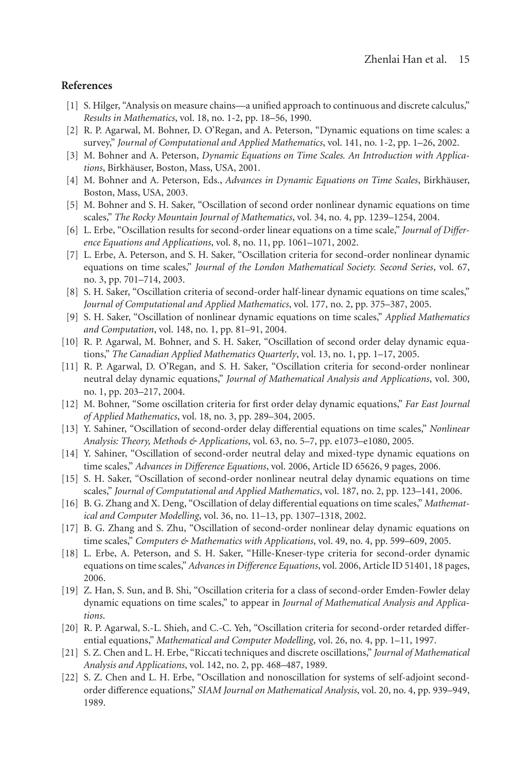## References

[1] S. Hilger, "Analysis on measure chains—a unified approach to continuous and discrete calculus," *Results in Mathematics*, vol. 18, no. 1-2, pp. 18–56, 1990.

[2] R. P. Agarwal, M. Bohner, D. O'Regan, and A. Peterson, "Dynamic equations on time scales: a survey," *Journal of Computational and Applied Mathematics*, vol. 141, no. 1-2, pp. 1–26, 2002.

[3] M. Bohner and A. Peterson, *Dynamic Equations on Time Scales. An Introduction with Applications*, Birkhäuser, Boston, Mass, USA, 2001.

[4] M. Bohner and A. Peterson, Eds., *Advances in Dynamic Equations on Time Scales*, Birkhäuser, Boston, Mass, USA, 2003.

[5] M. Bohner and S. H. Saker, "Oscillation of second order nonlinear dynamic equations on time scales," *The Rocky Mountain Journal of Mathematics*, vol. 34, no. 4, pp. 1239–1254, 2004.

[6] L. Erbe, "Oscillation results for second-order linear equations on a time scale," *Journal of Difference Equations and Applications*, vol. 8, no. 11, pp. 1061–1071, 2002.

[7] L. Erbe, A. Peterson, and S. H. Saker, "Oscillation criteria for second-order nonlinear dynamic equations on time scales," *Journal of the London Mathematical Society. Second Series*, vol. 67, no. 3, pp. 701–714, 2003.

[8] S. H. Saker, "Oscillation criteria of second-order half-linear dynamic equations on time scales," *Journal of Computational and Applied Mathematics*, vol. 177, no. 2, pp. 375–387, 2005.

[9] S. H. Saker, "Oscillation of nonlinear dynamic equations on time scales," *Applied Mathematics and Computation*, vol. 148, no. 1, pp. 81–91, 2004.

[10] R. P. Agarwal, M. Bohner, and S. H. Saker, "Oscillation of second order delay dynamic equations," *The Canadian Applied Mathematics Quarterly*, vol. 13, no. 1, pp. 1–17, 2005.

[11] R. P. Agarwal, D. O'Regan, and S. H. Saker, "Oscillation criteria for second-order nonlinear neutral delay dynamic equations," *Journal of Mathematical Analysis and Applications*, vol. 300, no. 1, pp. 203–217, 2004.

[12] M. Bohner, "Some oscillation criteria for first order delay dynamic equations," *Far East Journal of Applied Mathematics*, vol. 18, no. 3, pp. 289–304, 2005.

[13] Y. Sahiner, "Oscillation of second-order delay differential equations on time scales," *Nonlinear Analysis: Theory, Methods & Applications*, vol. 63, no. 5–7, pp. e1073–e1080, 2005.

[14] Y. Sahiner, "Oscillation of second-order neutral delay and mixed-type dynamic equations on time scales," *Advances in Difference Equations*, vol. 2006, Article ID 65626, 9 pages, 2006.

[15] S. H. Saker, "Oscillation of second-order nonlinear neutral delay dynamic equations on time scales," *Journal of Computational and Applied Mathematics*, vol. 187, no. 2, pp. 123–141, 2006.

[16] B. G. Zhang and X. Deng, "Oscillation of delay differential equations on time scales," *Mathematical and Computer Modelling*, vol. 36, no. 11–13, pp. 1307–1318, 2002.

[17] B. G. Zhang and S. Zhu, "Oscillation of second-order nonlinear delay dynamic equations on time scales," *Computers & Mathematics with Applications*, vol. 49, no. 4, pp. 599–609, 2005.

[18] L. Erbe, A. Peterson, and S. H. Saker, "Hille-Kneser-type criteria for second-order dynamic equations on time scales," *Advances in Difference Equations*, vol. 2006, Article ID 51401, 18 pages, 2006.

[19] Z. Han, S. Sun, and B. Shi, "Oscillation criteria for a class of second-order Emden-Fowler delay dynamic equations on time scales," to appear in *Journal of Mathematical Analysis and Applications*.

[20] R. P. Agarwal, S.-L. Shieh, and C.-C. Yeh, "Oscillation criteria for second-order retarded differential equations," *Mathematical and Computer Modelling*, vol. 26, no. 4, pp. 1–11, 1997.

[21] S. Z. Chen and L. H. Erbe, "Riccati techniques and discrete oscillations," *Journal of Mathematical Analysis and Applications*, vol. 142, no. 2, pp. 468–487, 1989.

[22] S. Z. Chen and L. H. Erbe, "Oscillation and nonoscillation for systems of self-adjoint second-order difference equations," *SIAM Journal on Mathematical Analysis*, vol. 20, no. 4, pp. 939–949, 1989.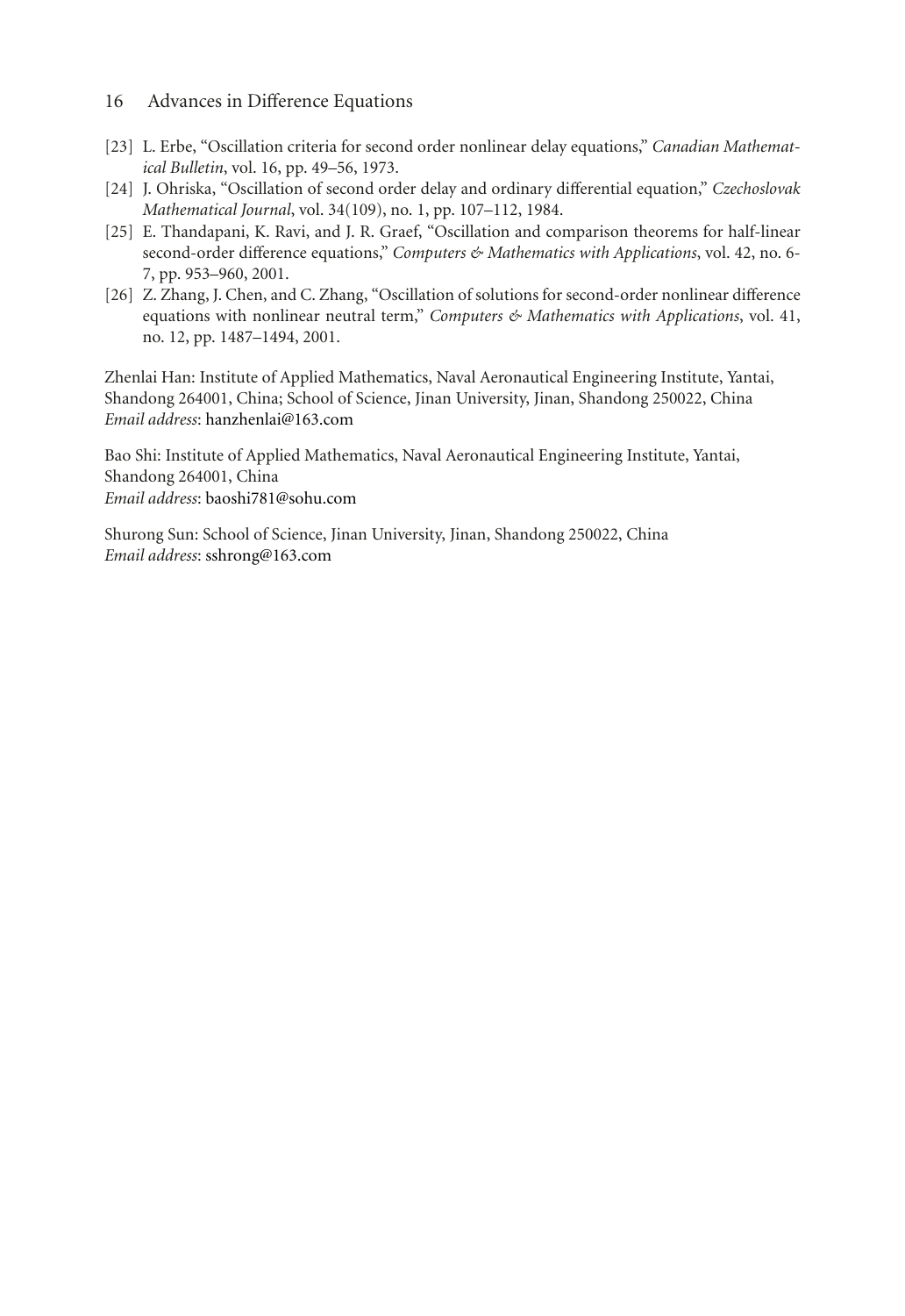[23] L. Erbe, "Oscillation criteria for second order nonlinear delay equations," *Canadian Mathematical Bulletin*, vol. 16, pp. 49–56, 1973.

[24] J. Ohriska, "Oscillation of second order delay and ordinary differential equation," *Czechoslovak Mathematical Journal*, vol. 34(109), no. 1, pp. 107–112, 1984.

[25] E. Thandapani, K. Ravi, and J. R. Graef, "Oscillation and comparison theorems for half-linear second-order difference equations," *Computers & Mathematics with Applications*, vol. 42, no. 6-7, pp. 953–960, 2001.

[26] Z. Zhang, J. Chen, and C. Zhang, "Oscillation of solutions for second-order nonlinear difference equations with nonlinear neutral term," *Computers & Mathematics with Applications*, vol. 41, no. 12, pp. 1487–1494, 2001.

Zhenlai Han: Institute of Applied Mathematics, Naval Aeronautical Engineering Institute, Yantai, Shandong 264001, China; School of Science, Jinan University, Jinan, Shandong 250022, China
*Email address*: hanzhenlai@163.com

Bao Shi: Institute of Applied Mathematics, Naval Aeronautical Engineering Institute, Yantai, Shandong 264001, China
*Email address*: baoshi781@sohu.com

Shurong Sun: School of Science, Jinan University, Jinan, Shandong 250022, China
*Email address*: sshrong@163.com